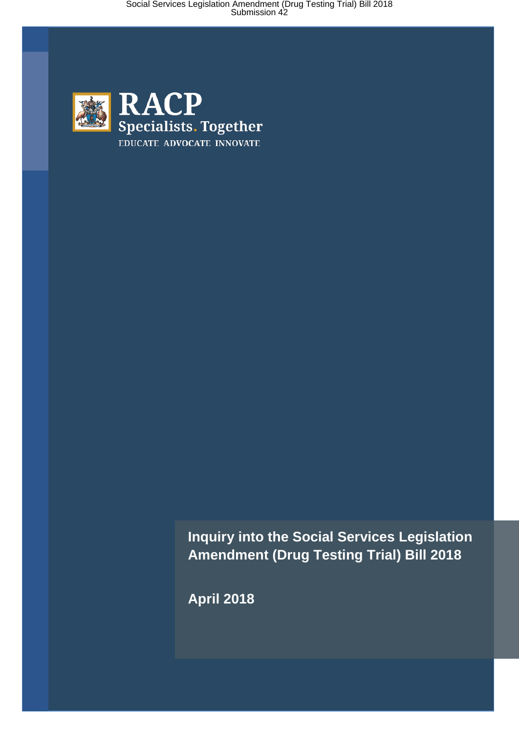RACP

Specialists. Together

EDUCATE ADVOCATE INNOVATE

# Inquiry into the Social Services Legislation Amendment (Drug Testing Trial) Bill 2018

**April 2018**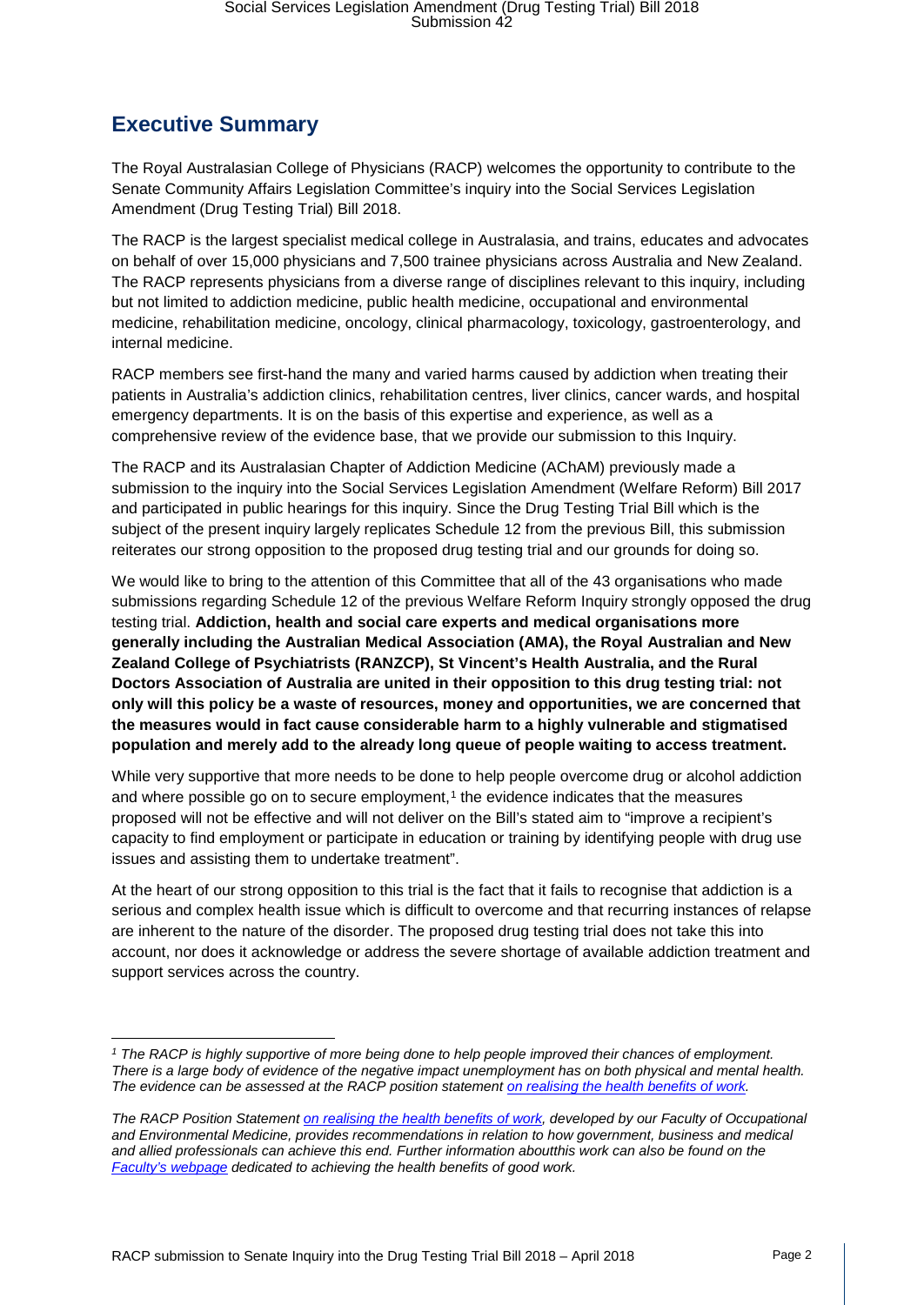## Executive Summary

The Royal Australasian College of Physicians (RACP) welcomes the opportunity to contribute to the Senate Community Affairs Legislation Committee's inquiry into the Social Services Legislation Amendment (Drug Testing Trial) Bill 2018.

The RACP is the largest specialist medical college in Australasia, and trains, educates and advocates on behalf of over 15,000 physicians and 7,500 trainee physicians across Australia and New Zealand. The RACP represents physicians from a diverse range of disciplines relevant to this inquiry, including but not limited to addiction medicine, public health medicine, occupational and environmental medicine, rehabilitation medicine, oncology, clinical pharmacology, toxicology, gastroenterology, and internal medicine.

RACP members see first-hand the many and varied harms caused by addiction when treating their patients in Australia's addiction clinics, rehabilitation centres, liver clinics, cancer wards, and hospital emergency departments. It is on the basis of this expertise and experience, as well as a comprehensive review of the evidence base, that we provide our submission to this Inquiry.

The RACP and its Australasian Chapter of Addiction Medicine (AChAM) previously made a submission to the inquiry into the Social Services Legislation Amendment (Welfare Reform) Bill 2017 and participated in public hearings for this inquiry. Since the Drug Testing Trial Bill which is the subject of the present inquiry largely replicates Schedule 12 from the previous Bill, this submission reiterates our strong opposition to the proposed drug testing trial and our grounds for doing so.

We would like to bring to the attention of this Committee that all of the 43 organisations who made submissions regarding Schedule 12 of the previous Welfare Reform Inquiry strongly opposed the drug testing trial. **Addiction, health and social care experts and medical organisations more generally including the Australian Medical Association (AMA), the Royal Australian and New Zealand College of Psychiatrists (RANZCP), St Vincent's Health Australia, and the Rural Doctors Association of Australia are united in their opposition to this drug testing trial: not only will this policy be a waste of resources, money and opportunities, we are concerned that the measures would in fact cause considerable harm to a highly vulnerable and stigmatised population and merely add to the already long queue of people waiting to access treatment.**

While very supportive that more needs to be done to help people overcome drug or alcohol addiction and where possible go on to secure employment,[1] the evidence indicates that the measures proposed will not be effective and will not deliver on the Bill's stated aim to "improve a recipient's capacity to find employment or participate in education or training by identifying people with drug use issues and assisting them to undertake treatment".

At the heart of our strong opposition to this trial is the fact that it fails to recognise that addiction is a serious and complex health issue which is difficult to overcome and that recurring instances of relapse are inherent to the nature of the disorder. The proposed drug testing trial does not take this into account, nor does it acknowledge or address the severe shortage of available addiction treatment and support services across the country.

---

*[1] The RACP is highly supportive of more being done to help people improved their chances of employment. There is a large body of evidence of the negative impact unemployment has on both physical and mental health. The evidence can be assessed at the RACP position statement [on realising the health benefits of work](#).*

*The RACP Position Statement [on realising the health benefits of work](#), developed by our Faculty of Occupational and Environmental Medicine, provides recommendations in relation to how government, business and medical and allied professionals can achieve this end. Further information aboutthis work can also be found on the [Faculty's webpage](#) dedicated to achieving the health benefits of good work.*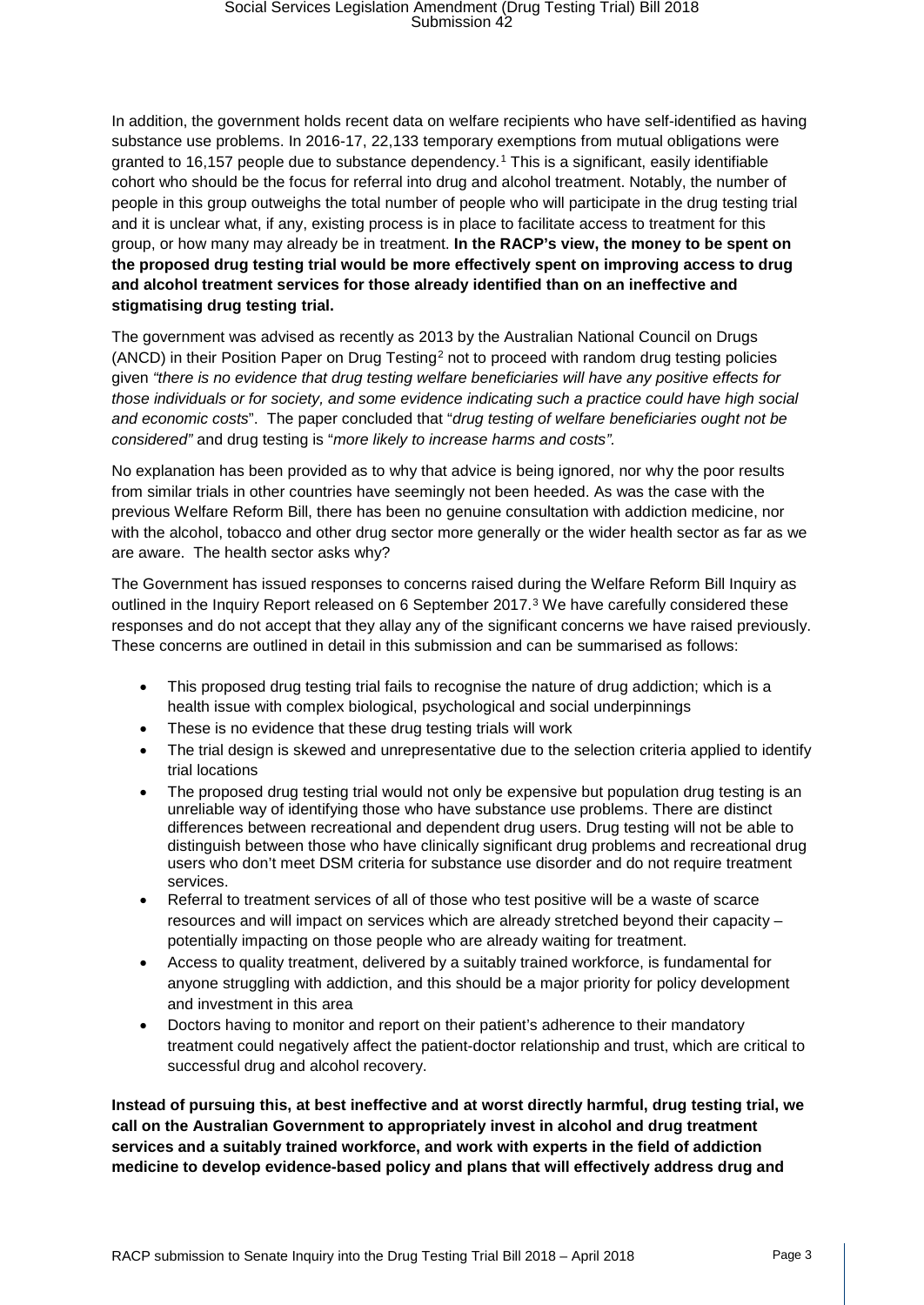In addition, the government holds recent data on welfare recipients who have self-identified as having substance use problems. In 2016-17, 22,133 temporary exemptions from mutual obligations were granted to 16,157 people due to substance dependency.[1] This is a significant, easily identifiable cohort who should be the focus for referral into drug and alcohol treatment. Notably, the number of people in this group outweighs the total number of people who will participate in the drug testing trial and it is unclear what, if any, existing process is in place to facilitate access to treatment for this group, or how many may already be in treatment. **In the RACP's view, the money to be spent on the proposed drug testing trial would be more effectively spent on improving access to drug and alcohol treatment services for those already identified than on an ineffective and stigmatising drug testing trial.**

The government was advised as recently as 2013 by the Australian National Council on Drugs (ANCD) in their Position Paper on Drug Testing[2] not to proceed with random drug testing policies given *"there is no evidence that drug testing welfare beneficiaries will have any positive effects for those individuals or for society, and some evidence indicating such a practice could have high social and economic costs*". The paper concluded that "*drug testing of welfare beneficiaries ought not be considered"* and drug testing is "*more likely to increase harms and costs".*

No explanation has been provided as to why that advice is being ignored, nor why the poor results from similar trials in other countries have seemingly not been heeded. As was the case with the previous Welfare Reform Bill, there has been no genuine consultation with addiction medicine, nor with the alcohol, tobacco and other drug sector more generally or the wider health sector as far as we are aware. The health sector asks why?

The Government has issued responses to concerns raised during the Welfare Reform Bill Inquiry as outlined in the Inquiry Report released on 6 September 2017.[3] We have carefully considered these responses and do not accept that they allay any of the significant concerns we have raised previously. These concerns are outlined in detail in this submission and can be summarised as follows:

- This proposed drug testing trial fails to recognise the nature of drug addiction; which is a health issue with complex biological, psychological and social underpinnings
- These is no evidence that these drug testing trials will work
- The trial design is skewed and unrepresentative due to the selection criteria applied to identify trial locations
- The proposed drug testing trial would not only be expensive but population drug testing is an unreliable way of identifying those who have substance use problems. There are distinct differences between recreational and dependent drug users. Drug testing will not be able to distinguish between those who have clinically significant drug problems and recreational drug users who don't meet DSM criteria for substance use disorder and do not require treatment services.
- Referral to treatment services of all of those who test positive will be a waste of scarce resources and will impact on services which are already stretched beyond their capacity – potentially impacting on those people who are already waiting for treatment.
- Access to quality treatment, delivered by a suitably trained workforce, is fundamental for anyone struggling with addiction, and this should be a major priority for policy development and investment in this area
- Doctors having to monitor and report on their patient's adherence to their mandatory treatment could negatively affect the patient-doctor relationship and trust, which are critical to successful drug and alcohol recovery.

**Instead of pursuing this, at best ineffective and at worst directly harmful, drug testing trial, we call on the Australian Government to appropriately invest in alcohol and drug treatment services and a suitably trained workforce, and work with experts in the field of addiction medicine to develop evidence-based policy and plans that will effectively address drug and**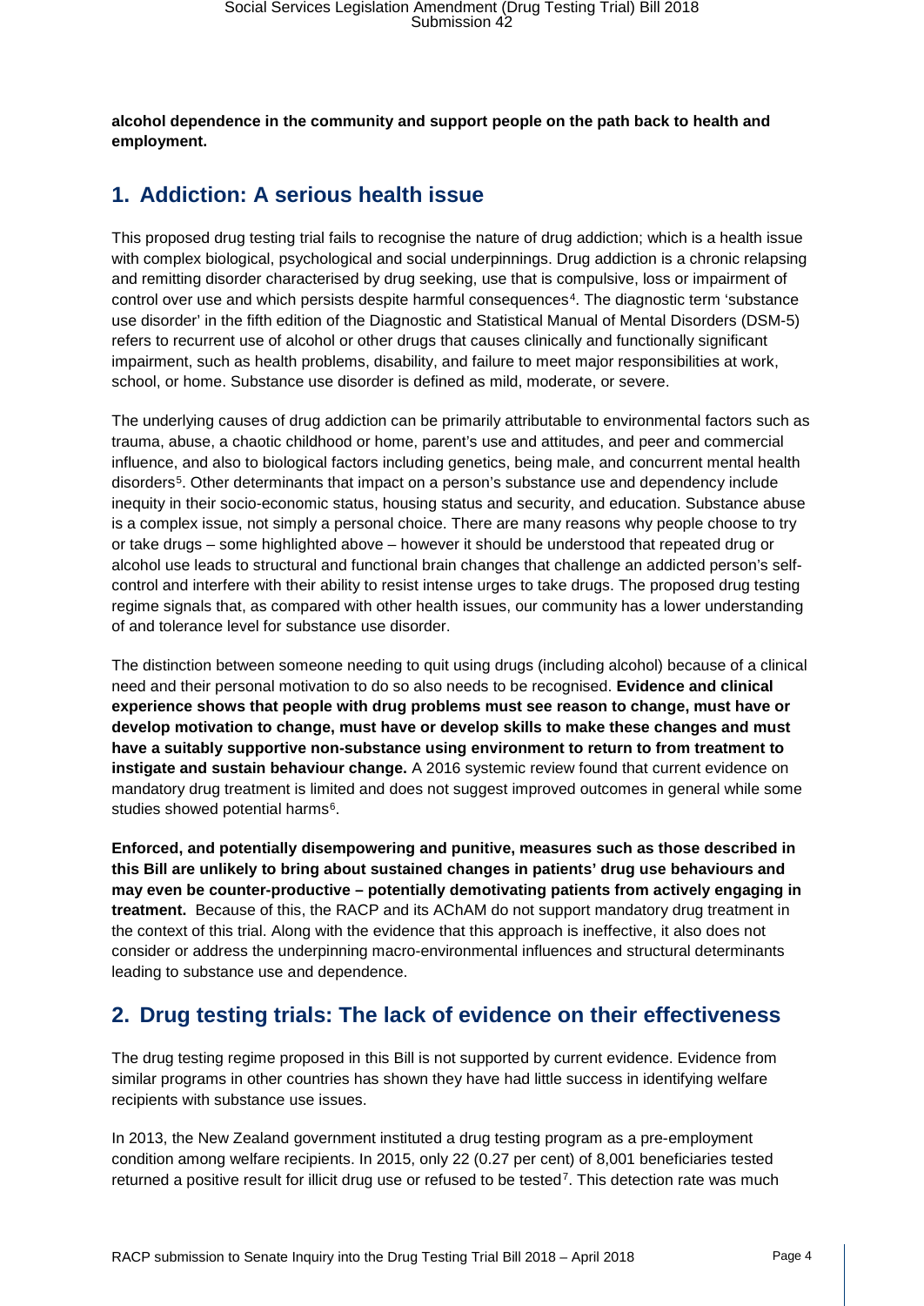**alcohol dependence in the community and support people on the path back to health and employment.**

## 1. Addiction: A serious health issue

This proposed drug testing trial fails to recognise the nature of drug addiction; which is a health issue with complex biological, psychological and social underpinnings. Drug addiction is a chronic relapsing and remitting disorder characterised by drug seeking, use that is compulsive, loss or impairment of control over use and which persists despite harmful consequences[4]. The diagnostic term 'substance use disorder' in the fifth edition of the Diagnostic and Statistical Manual of Mental Disorders (DSM-5) refers to recurrent use of alcohol or other drugs that causes clinically and functionally significant impairment, such as health problems, disability, and failure to meet major responsibilities at work, school, or home. Substance use disorder is defined as mild, moderate, or severe.

The underlying causes of drug addiction can be primarily attributable to environmental factors such as trauma, abuse, a chaotic childhood or home, parent's use and attitudes, and peer and commercial influence, and also to biological factors including genetics, being male, and concurrent mental health disorders[5]. Other determinants that impact on a person's substance use and dependency include inequity in their socio-economic status, housing status and security, and education. Substance abuse is a complex issue, not simply a personal choice. There are many reasons why people choose to try or take drugs – some highlighted above – however it should be understood that repeated drug or alcohol use leads to structural and functional brain changes that challenge an addicted person's self-control and interfere with their ability to resist intense urges to take drugs. The proposed drug testing regime signals that, as compared with other health issues, our community has a lower understanding of and tolerance level for substance use disorder.

The distinction between someone needing to quit using drugs (including alcohol) because of a clinical need and their personal motivation to do so also needs to be recognised. **Evidence and clinical experience shows that people with drug problems must see reason to change, must have or develop motivation to change, must have or develop skills to make these changes and must have a suitably supportive non-substance using environment to return to from treatment to instigate and sustain behaviour change.** A 2016 systemic review found that current evidence on mandatory drug treatment is limited and does not suggest improved outcomes in general while some studies showed potential harms[6].

**Enforced, and potentially disempowering and punitive, measures such as those described in this Bill are unlikely to bring about sustained changes in patients' drug use behaviours and may even be counter-productive – potentially demotivating patients from actively engaging in treatment.** Because of this, the RACP and its AChAM do not support mandatory drug treatment in the context of this trial. Along with the evidence that this approach is ineffective, it also does not consider or address the underpinning macro-environmental influences and structural determinants leading to substance use and dependence.

## 2. Drug testing trials: The lack of evidence on their effectiveness

The drug testing regime proposed in this Bill is not supported by current evidence. Evidence from similar programs in other countries has shown they have had little success in identifying welfare recipients with substance use issues.

In 2013, the New Zealand government instituted a drug testing program as a pre-employment condition among welfare recipients. In 2015, only 22 (0.27 per cent) of 8,001 beneficiaries tested returned a positive result for illicit drug use or refused to be tested[7]. This detection rate was much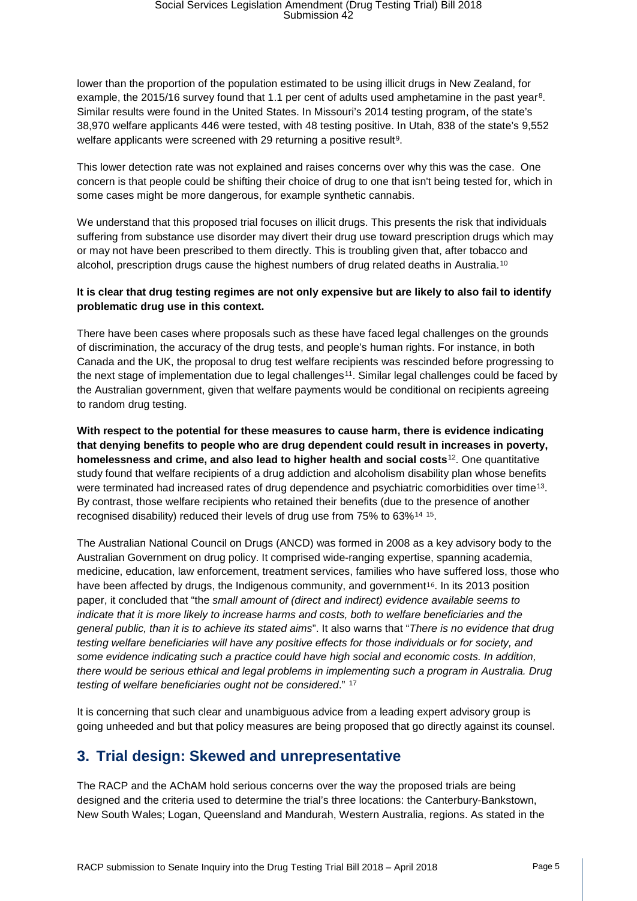lower than the proportion of the population estimated to be using illicit drugs in New Zealand, for example, the 2015/16 survey found that 1.1 per cent of adults used amphetamine in the past year[8]. Similar results were found in the United States. In Missouri's 2014 testing program, of the state's 38,970 welfare applicants 446 were tested, with 48 testing positive. In Utah, 838 of the state's 9,552 welfare applicants were screened with 29 returning a positive result[9].

This lower detection rate was not explained and raises concerns over why this was the case. One concern is that people could be shifting their choice of drug to one that isn't being tested for, which in some cases might be more dangerous, for example synthetic cannabis.

We understand that this proposed trial focuses on illicit drugs. This presents the risk that individuals suffering from substance use disorder may divert their drug use toward prescription drugs which may or may not have been prescribed to them directly. This is troubling given that, after tobacco and alcohol, prescription drugs cause the highest numbers of drug related deaths in Australia.[10]

**It is clear that drug testing regimes are not only expensive but are likely to also fail to identify problematic drug use in this context.**

There have been cases where proposals such as these have faced legal challenges on the grounds of discrimination, the accuracy of the drug tests, and people's human rights. For instance, in both Canada and the UK, the proposal to drug test welfare recipients was rescinded before progressing to the next stage of implementation due to legal challenges[11]. Similar legal challenges could be faced by the Australian government, given that welfare payments would be conditional on recipients agreeing to random drug testing.

**With respect to the potential for these measures to cause harm, there is evidence indicating that denying benefits to people who are drug dependent could result in increases in poverty, homelessness and crime, and also lead to higher health and social costs**[12]. One quantitative study found that welfare recipients of a drug addiction and alcoholism disability plan whose benefits were terminated had increased rates of drug dependence and psychiatric comorbidities over time[13]. By contrast, those welfare recipients who retained their benefits (due to the presence of another recognised disability) reduced their levels of drug use from 75% to 63%[14] [15].

The Australian National Council on Drugs (ANCD) was formed in 2008 as a key advisory body to the Australian Government on drug policy. It comprised wide-ranging expertise, spanning academia, medicine, education, law enforcement, treatment services, families who have suffered loss, those who have been affected by drugs, the Indigenous community, and government[16]. In its 2013 position paper, it concluded that "the *small amount of (direct and indirect) evidence available seems to indicate that it is more likely to increase harms and costs, both to welfare beneficiaries and the general public, than it is to achieve its stated aims*". It also warns that "*There is no evidence that drug testing welfare beneficiaries will have any positive effects for those individuals or for society, and some evidence indicating such a practice could have high social and economic costs. In addition, there would be serious ethical and legal problems in implementing such a program in Australia. Drug testing of welfare beneficiaries ought not be considered*." [17]

It is concerning that such clear and unambiguous advice from a leading expert advisory group is going unheeded and but that policy measures are being proposed that go directly against its counsel.

## 3. Trial design: Skewed and unrepresentative

The RACP and the AChAM hold serious concerns over the way the proposed trials are being designed and the criteria used to determine the trial's three locations: the Canterbury-Bankstown, New South Wales; Logan, Queensland and Mandurah, Western Australia, regions. As stated in the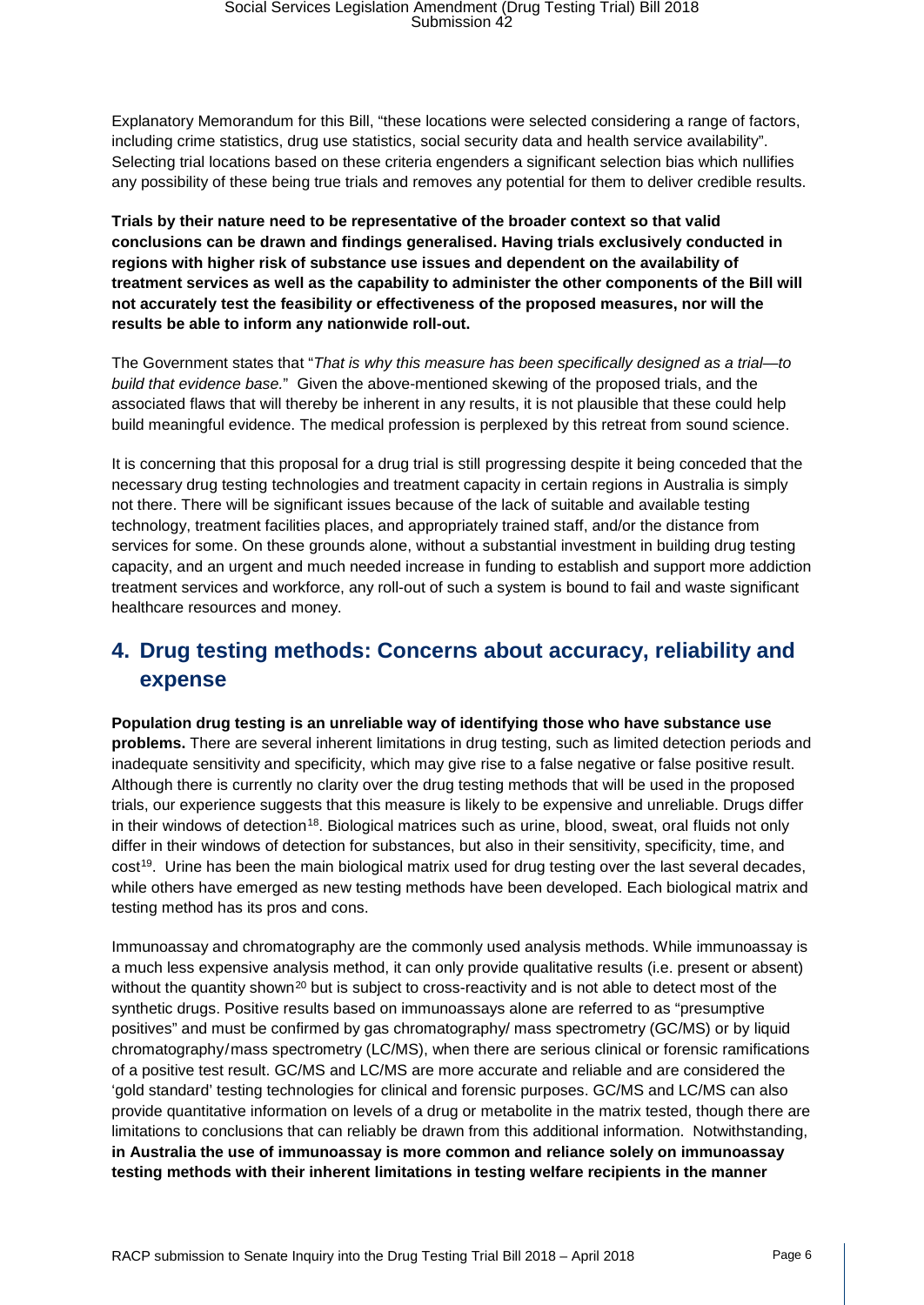Explanatory Memorandum for this Bill, "these locations were selected considering a range of factors, including crime statistics, drug use statistics, social security data and health service availability". Selecting trial locations based on these criteria engenders a significant selection bias which nullifies any possibility of these being true trials and removes any potential for them to deliver credible results.

**Trials by their nature need to be representative of the broader context so that valid conclusions can be drawn and findings generalised. Having trials exclusively conducted in regions with higher risk of substance use issues and dependent on the availability of treatment services as well as the capability to administer the other components of the Bill will not accurately test the feasibility or effectiveness of the proposed measures, nor will the results be able to inform any nationwide roll-out.**

The Government states that "*That is why this measure has been specifically designed as a trial—to build that evidence base.*" Given the above-mentioned skewing of the proposed trials, and the associated flaws that will thereby be inherent in any results, it is not plausible that these could help build meaningful evidence. The medical profession is perplexed by this retreat from sound science.

It is concerning that this proposal for a drug trial is still progressing despite it being conceded that the necessary drug testing technologies and treatment capacity in certain regions in Australia is simply not there. There will be significant issues because of the lack of suitable and available testing technology, treatment facilities places, and appropriately trained staff, and/or the distance from services for some. On these grounds alone, without a substantial investment in building drug testing capacity, and an urgent and much needed increase in funding to establish and support more addiction treatment services and workforce, any roll-out of such a system is bound to fail and waste significant healthcare resources and money.

## 4. Drug testing methods: Concerns about accuracy, reliability and expense

**Population drug testing is an unreliable way of identifying those who have substance use problems.** There are several inherent limitations in drug testing, such as limited detection periods and inadequate sensitivity and specificity, which may give rise to a false negative or false positive result. Although there is currently no clarity over the drug testing methods that will be used in the proposed trials, our experience suggests that this measure is likely to be expensive and unreliable. Drugs differ in their windows of detection[18]. Biological matrices such as urine, blood, sweat, oral fluids not only differ in their windows of detection for substances, but also in their sensitivity, specificity, time, and cost[19]. Urine has been the main biological matrix used for drug testing over the last several decades, while others have emerged as new testing methods have been developed. Each biological matrix and testing method has its pros and cons.

Immunoassay and chromatography are the commonly used analysis methods. While immunoassay is a much less expensive analysis method, it can only provide qualitative results (i.e. present or absent) without the quantity shown[20] but is subject to cross-reactivity and is not able to detect most of the synthetic drugs. Positive results based on immunoassays alone are referred to as "presumptive positives" and must be confirmed by gas chromatography/ mass spectrometry (GC/MS) or by liquid chromatography/mass spectrometry (LC/MS), when there are serious clinical or forensic ramifications of a positive test result. GC/MS and LC/MS are more accurate and reliable and are considered the 'gold standard' testing technologies for clinical and forensic purposes. GC/MS and LC/MS can also provide quantitative information on levels of a drug or metabolite in the matrix tested, though there are limitations to conclusions that can reliably be drawn from this additional information. Notwithstanding, **in Australia the use of immunoassay is more common and reliance solely on immunoassay testing methods with their inherent limitations in testing welfare recipients in the manner**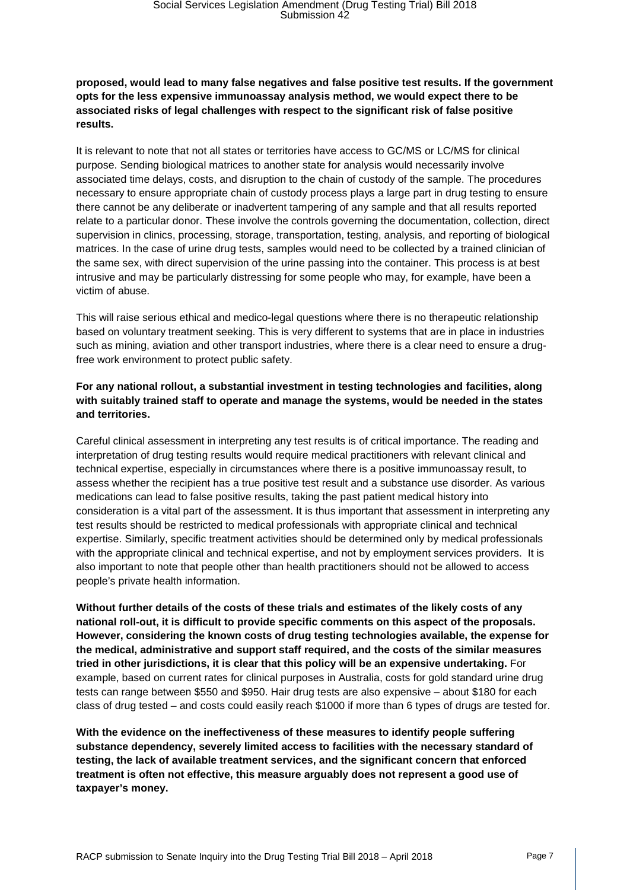**proposed, would lead to many false negatives and false positive test results. If the government opts for the less expensive immunoassay analysis method, we would expect there to be associated risks of legal challenges with respect to the significant risk of false positive results.**

It is relevant to note that not all states or territories have access to GC/MS or LC/MS for clinical purpose. Sending biological matrices to another state for analysis would necessarily involve associated time delays, costs, and disruption to the chain of custody of the sample. The procedures necessary to ensure appropriate chain of custody process plays a large part in drug testing to ensure there cannot be any deliberate or inadvertent tampering of any sample and that all results reported relate to a particular donor. These involve the controls governing the documentation, collection, direct supervision in clinics, processing, storage, transportation, testing, analysis, and reporting of biological matrices. In the case of urine drug tests, samples would need to be collected by a trained clinician of the same sex, with direct supervision of the urine passing into the container. This process is at best intrusive and may be particularly distressing for some people who may, for example, have been a victim of abuse.

This will raise serious ethical and medico-legal questions where there is no therapeutic relationship based on voluntary treatment seeking. This is very different to systems that are in place in industries such as mining, aviation and other transport industries, where there is a clear need to ensure a drug-free work environment to protect public safety.

**For any national rollout, a substantial investment in testing technologies and facilities, along with suitably trained staff to operate and manage the systems, would be needed in the states and territories.**

Careful clinical assessment in interpreting any test results is of critical importance. The reading and interpretation of drug testing results would require medical practitioners with relevant clinical and technical expertise, especially in circumstances where there is a positive immunoassay result, to assess whether the recipient has a true positive test result and a substance use disorder. As various medications can lead to false positive results, taking the past patient medical history into consideration is a vital part of the assessment. It is thus important that assessment in interpreting any test results should be restricted to medical professionals with appropriate clinical and technical expertise. Similarly, specific treatment activities should be determined only by medical professionals with the appropriate clinical and technical expertise, and not by employment services providers. It is also important to note that people other than health practitioners should not be allowed to access people's private health information.

**Without further details of the costs of these trials and estimates of the likely costs of any national roll-out, it is difficult to provide specific comments on this aspect of the proposals. However, considering the known costs of drug testing technologies available, the expense for the medical, administrative and support staff required, and the costs of the similar measures tried in other jurisdictions, it is clear that this policy will be an expensive undertaking.** For example, based on current rates for clinical purposes in Australia, costs for gold standard urine drug tests can range between $550 and $950. Hair drug tests are also expensive – about $180 for each class of drug tested – and costs could easily reach $1000 if more than 6 types of drugs are tested for.

**With the evidence on the ineffectiveness of these measures to identify people suffering substance dependency, severely limited access to facilities with the necessary standard of testing, the lack of available treatment services, and the significant concern that enforced treatment is often not effective, this measure arguably does not represent a good use of taxpayer's money.**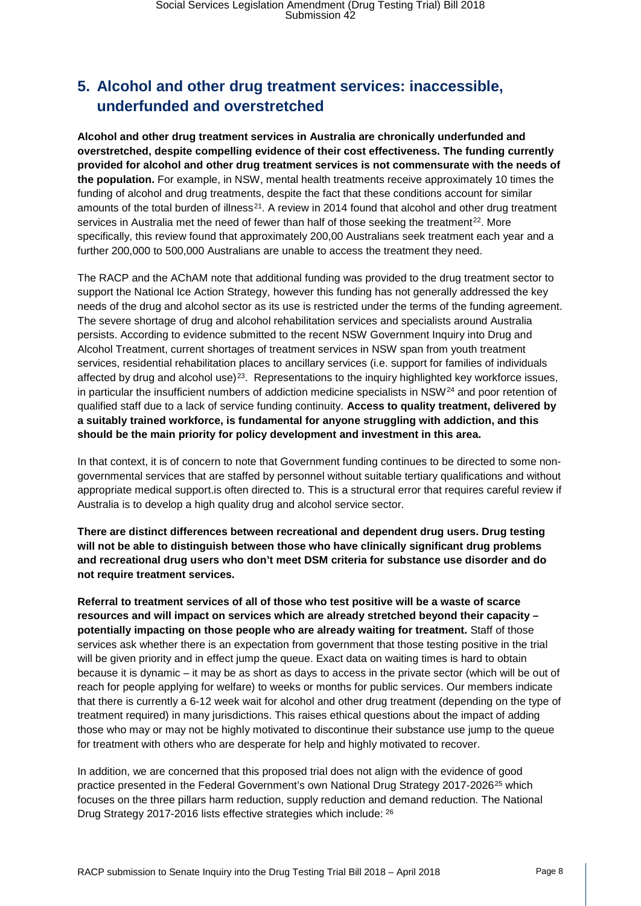## 5. Alcohol and other drug treatment services: inaccessible, underfunded and overstretched

**Alcohol and other drug treatment services in Australia are chronically underfunded and overstretched, despite compelling evidence of their cost effectiveness. The funding currently provided for alcohol and other drug treatment services is not commensurate with the needs of the population.** For example, in NSW, mental health treatments receive approximately 10 times the funding of alcohol and drug treatments, despite the fact that these conditions account for similar amounts of the total burden of illness[21]. A review in 2014 found that alcohol and other drug treatment services in Australia met the need of fewer than half of those seeking the treatment[22]. More specifically, this review found that approximately 200,00 Australians seek treatment each year and a further 200,000 to 500,000 Australians are unable to access the treatment they need.

The RACP and the AChAM note that additional funding was provided to the drug treatment sector to support the National Ice Action Strategy, however this funding has not generally addressed the key needs of the drug and alcohol sector as its use is restricted under the terms of the funding agreement. The severe shortage of drug and alcohol rehabilitation services and specialists around Australia persists. According to evidence submitted to the recent NSW Government Inquiry into Drug and Alcohol Treatment, current shortages of treatment services in NSW span from youth treatment services, residential rehabilitation places to ancillary services (i.e. support for families of individuals affected by drug and alcohol use)[23]. Representations to the inquiry highlighted key workforce issues, in particular the insufficient numbers of addiction medicine specialists in NSW[24] and poor retention of qualified staff due to a lack of service funding continuity. **Access to quality treatment, delivered by a suitably trained workforce, is fundamental for anyone struggling with addiction, and this should be the main priority for policy development and investment in this area.**

In that context, it is of concern to note that Government funding continues to be directed to some non-governmental services that are staffed by personnel without suitable tertiary qualifications and without appropriate medical support.is often directed to. This is a structural error that requires careful review if Australia is to develop a high quality drug and alcohol service sector.

**There are distinct differences between recreational and dependent drug users. Drug testing will not be able to distinguish between those who have clinically significant drug problems and recreational drug users who don't meet DSM criteria for substance use disorder and do not require treatment services.**

**Referral to treatment services of all of those who test positive will be a waste of scarce resources and will impact on services which are already stretched beyond their capacity – potentially impacting on those people who are already waiting for treatment.** Staff of those services ask whether there is an expectation from government that those testing positive in the trial will be given priority and in effect jump the queue. Exact data on waiting times is hard to obtain because it is dynamic – it may be as short as days to access in the private sector (which will be out of reach for people applying for welfare) to weeks or months for public services. Our members indicate that there is currently a 6-12 week wait for alcohol and other drug treatment (depending on the type of treatment required) in many jurisdictions. This raises ethical questions about the impact of adding those who may or may not be highly motivated to discontinue their substance use jump to the queue for treatment with others who are desperate for help and highly motivated to recover.

In addition, we are concerned that this proposed trial does not align with the evidence of good practice presented in the Federal Government's own National Drug Strategy 2017-2026[25] which focuses on the three pillars harm reduction, supply reduction and demand reduction. The National Drug Strategy 2017-2016 lists effective strategies which include: [26]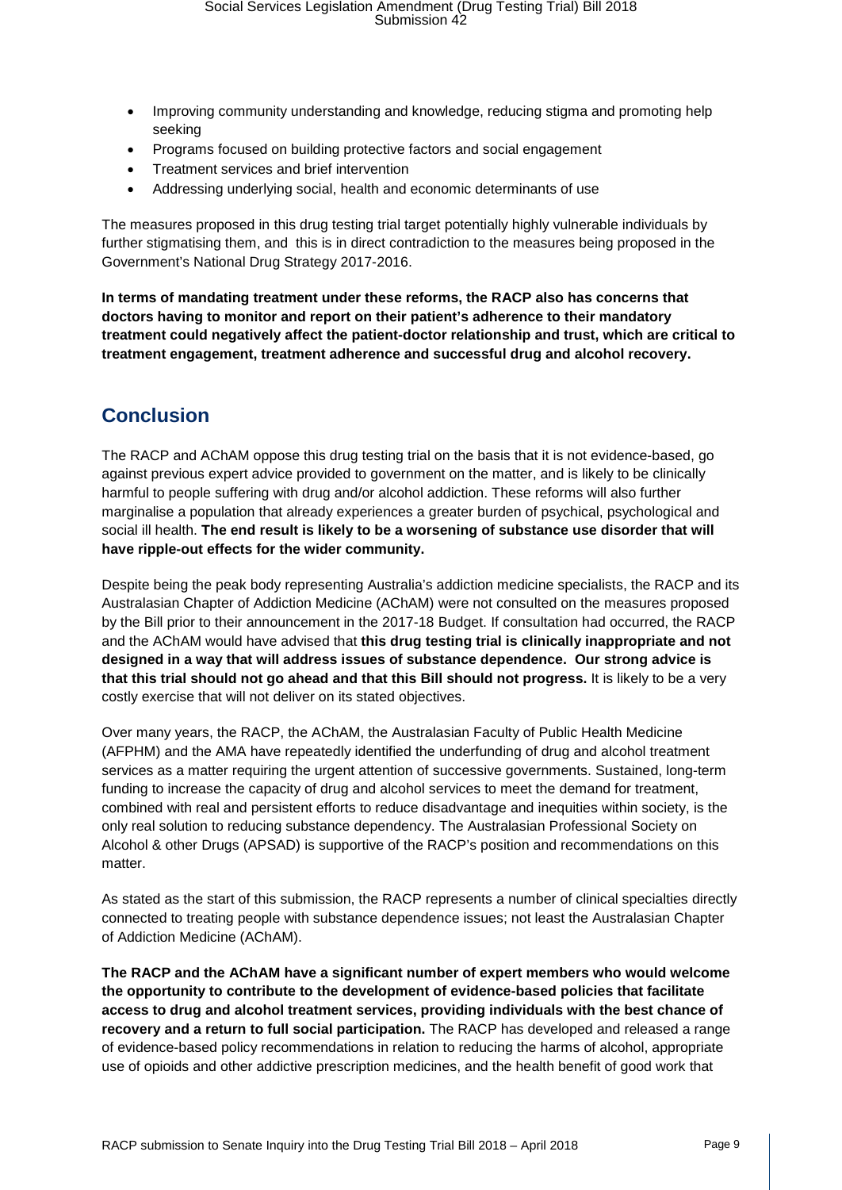- Improving community understanding and knowledge, reducing stigma and promoting help seeking
- Programs focused on building protective factors and social engagement
- Treatment services and brief intervention
- Addressing underlying social, health and economic determinants of use

The measures proposed in this drug testing trial target potentially highly vulnerable individuals by further stigmatising them, and this is in direct contradiction to the measures being proposed in the Government's National Drug Strategy 2017-2016.

**In terms of mandating treatment under these reforms, the RACP also has concerns that doctors having to monitor and report on their patient's adherence to their mandatory treatment could negatively affect the patient-doctor relationship and trust, which are critical to treatment engagement, treatment adherence and successful drug and alcohol recovery.**

## Conclusion

The RACP and AChAM oppose this drug testing trial on the basis that it is not evidence-based, go against previous expert advice provided to government on the matter, and is likely to be clinically harmful to people suffering with drug and/or alcohol addiction. These reforms will also further marginalise a population that already experiences a greater burden of psychical, psychological and social ill health. **The end result is likely to be a worsening of substance use disorder that will have ripple-out effects for the wider community.**

Despite being the peak body representing Australia's addiction medicine specialists, the RACP and its Australasian Chapter of Addiction Medicine (AChAM) were not consulted on the measures proposed by the Bill prior to their announcement in the 2017-18 Budget. If consultation had occurred, the RACP and the AChAM would have advised that **this drug testing trial is clinically inappropriate and not designed in a way that will address issues of substance dependence. Our strong advice is that this trial should not go ahead and that this Bill should not progress.** It is likely to be a very costly exercise that will not deliver on its stated objectives.

Over many years, the RACP, the AChAM, the Australasian Faculty of Public Health Medicine (AFPHM) and the AMA have repeatedly identified the underfunding of drug and alcohol treatment services as a matter requiring the urgent attention of successive governments. Sustained, long-term funding to increase the capacity of drug and alcohol services to meet the demand for treatment, combined with real and persistent efforts to reduce disadvantage and inequities within society, is the only real solution to reducing substance dependency. The Australasian Professional Society on Alcohol & other Drugs (APSAD) is supportive of the RACP's position and recommendations on this matter.

As stated as the start of this submission, the RACP represents a number of clinical specialties directly connected to treating people with substance dependence issues; not least the Australasian Chapter of Addiction Medicine (AChAM).

**The RACP and the AChAM have a significant number of expert members who would welcome the opportunity to contribute to the development of evidence-based policies that facilitate access to drug and alcohol treatment services, providing individuals with the best chance of recovery and a return to full social participation.** The RACP has developed and released a range of evidence-based policy recommendations in relation to reducing the harms of alcohol, appropriate use of opioids and other addictive prescription medicines, and the health benefit of good work that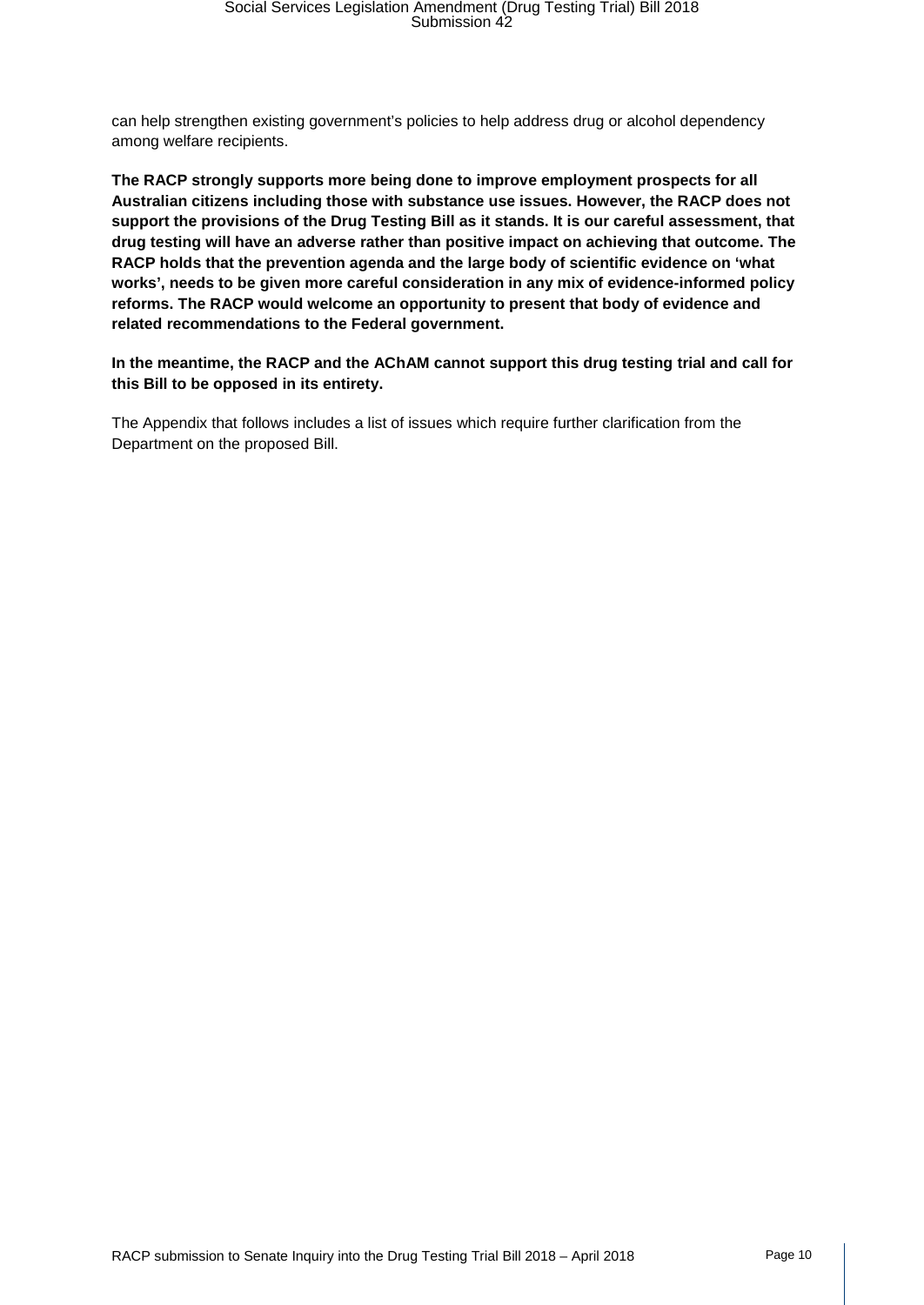can help strengthen existing government's policies to help address drug or alcohol dependency among welfare recipients.

**The RACP strongly supports more being done to improve employment prospects for all Australian citizens including those with substance use issues. However, the RACP does not support the provisions of the Drug Testing Bill as it stands. It is our careful assessment, that drug testing will have an adverse rather than positive impact on achieving that outcome. The RACP holds that the prevention agenda and the large body of scientific evidence on 'what works', needs to be given more careful consideration in any mix of evidence-informed policy reforms. The RACP would welcome an opportunity to present that body of evidence and related recommendations to the Federal government.**

**In the meantime, the RACP and the AChAM cannot support this drug testing trial and call for this Bill to be opposed in its entirety.**

The Appendix that follows includes a list of issues which require further clarification from the Department on the proposed Bill.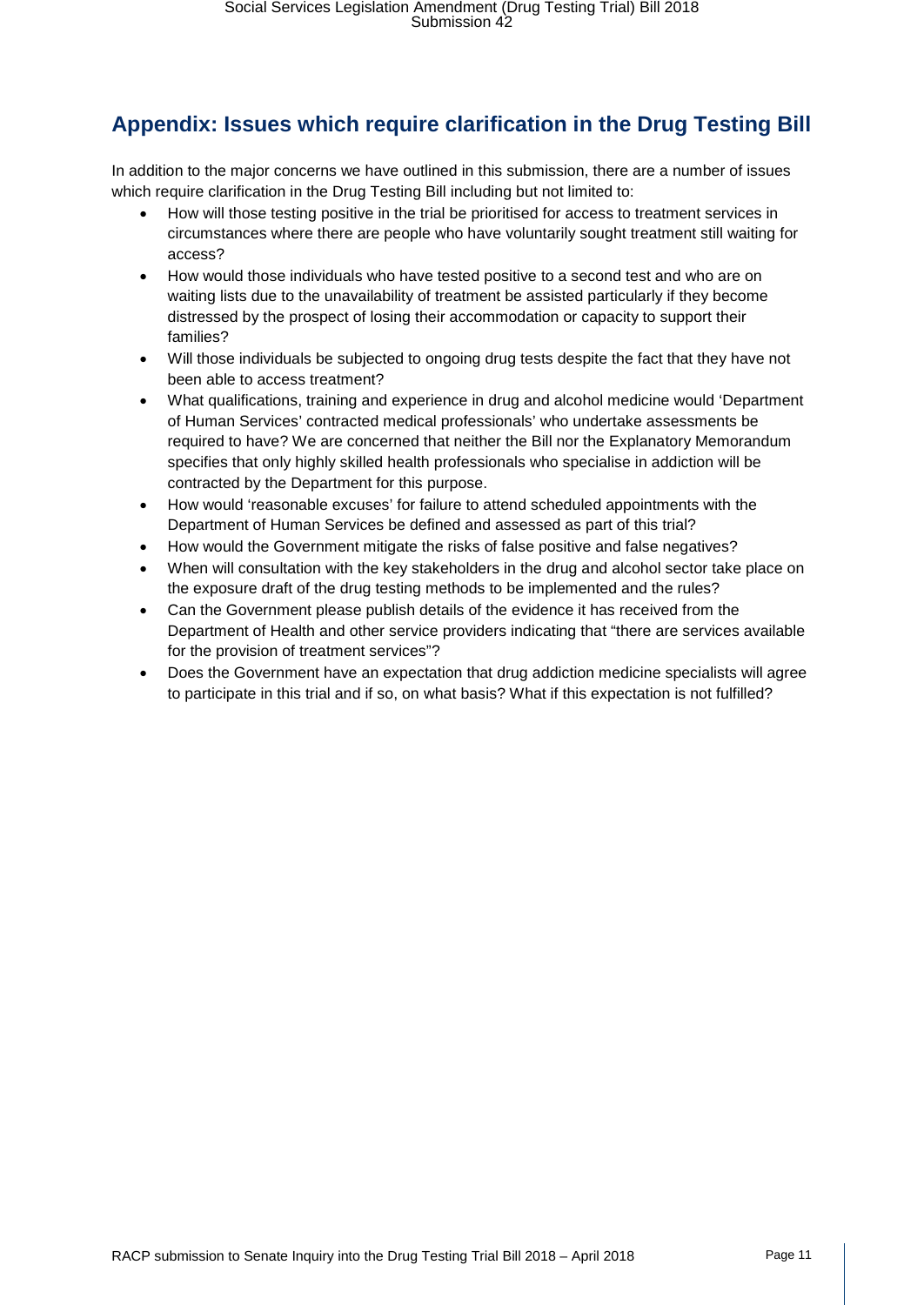## Appendix: Issues which require clarification in the Drug Testing Bill

In addition to the major concerns we have outlined in this submission, there are a number of issues which require clarification in the Drug Testing Bill including but not limited to:

- How will those testing positive in the trial be prioritised for access to treatment services in circumstances where there are people who have voluntarily sought treatment still waiting for access?
- How would those individuals who have tested positive to a second test and who are on waiting lists due to the unavailability of treatment be assisted particularly if they become distressed by the prospect of losing their accommodation or capacity to support their families?
- Will those individuals be subjected to ongoing drug tests despite the fact that they have not been able to access treatment?
- What qualifications, training and experience in drug and alcohol medicine would 'Department of Human Services' contracted medical professionals' who undertake assessments be required to have? We are concerned that neither the Bill nor the Explanatory Memorandum specifies that only highly skilled health professionals who specialise in addiction will be contracted by the Department for this purpose.
- How would 'reasonable excuses' for failure to attend scheduled appointments with the Department of Human Services be defined and assessed as part of this trial?
- How would the Government mitigate the risks of false positive and false negatives?
- When will consultation with the key stakeholders in the drug and alcohol sector take place on the exposure draft of the drug testing methods to be implemented and the rules?
- Can the Government please publish details of the evidence it has received from the Department of Health and other service providers indicating that "there are services available for the provision of treatment services"?
- Does the Government have an expectation that drug addiction medicine specialists will agree to participate in this trial and if so, on what basis? What if this expectation is not fulfilled?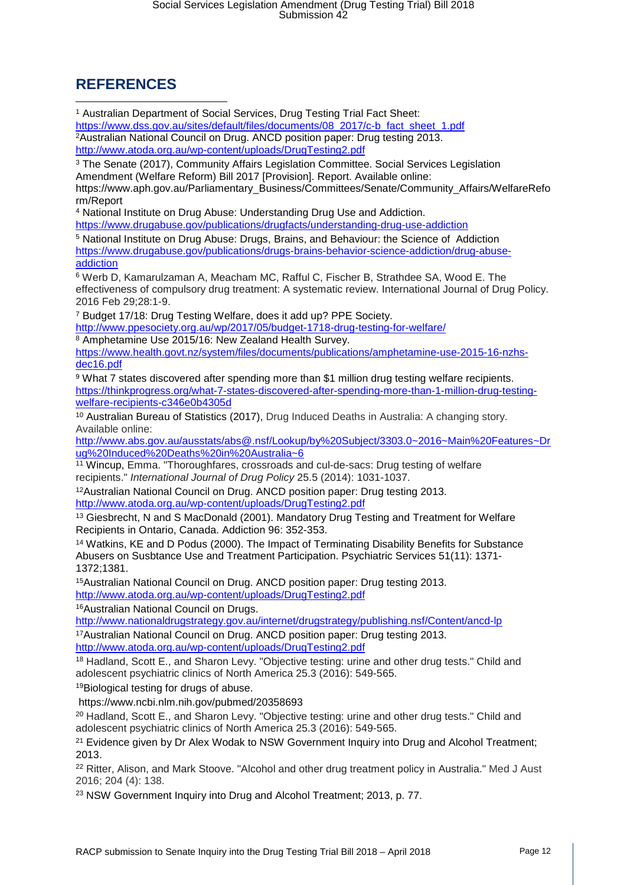## REFERENCES

[1] Australian Department of Social Services, Drug Testing Trial Fact Sheet: https://www.dss.gov.au/sites/default/files/documents/08_2017/c-b_fact_sheet_1.pdf

[2] Australian National Council on Drug. ANCD position paper: Drug testing 2013. http://www.atoda.org.au/wp-content/uploads/DrugTesting2.pdf

[3] The Senate (2017), Community Affairs Legislation Committee. Social Services Legislation Amendment (Welfare Reform) Bill 2017 [Provision]. Report. Available online: https://www.aph.gov.au/Parliamentary_Business/Committees/Senate/Community_Affairs/WelfareReform/Report

[4] National Institute on Drug Abuse: Understanding Drug Use and Addiction. https://www.drugabuse.gov/publications/drugfacts/understanding-drug-use-addiction

[5] National Institute on Drug Abuse: Drugs, Brains, and Behaviour: the Science of Addiction https://www.drugabuse.gov/publications/drugs-brains-behavior-science-addiction/drug-abuse-addiction

[6] Werb D, Kamarulzaman A, Meacham MC, Rafful C, Fischer B, Strathdee SA, Wood E. The effectiveness of compulsory drug treatment: A systematic review. International Journal of Drug Policy. 2016 Feb 29;28:1-9.

[7] Budget 17/18: Drug Testing Welfare, does it add up? PPE Society. http://www.ppesociety.org.au/wp/2017/05/budget-1718-drug-testing-for-welfare/

[8] Amphetamine Use 2015/16: New Zealand Health Survey. https://www.health.govt.nz/system/files/documents/publications/amphetamine-use-2015-16-nzhs-dec16.pdf

[9] What 7 states discovered after spending more than $1 million drug testing welfare recipients. https://thinkprogress.org/what-7-states-discovered-after-spending-more-than-1-million-drug-testing-welfare-recipients-c346e0b4305d

[10] Australian Bureau of Statistics (2017), Drug Induced Deaths in Australia: A changing story. Available online: http://www.abs.gov.au/ausstats/abs@.nsf/Lookup/by%20Subject/3303.0~2016~Main%20Features~Drug%20Induced%20Deaths%20in%20Australia~6

[11] Wincup, Emma. "Thoroughfares, crossroads and cul-de-sacs: Drug testing of welfare recipients." *International Journal of Drug Policy* 25.5 (2014): 1031-1037.

[12] Australian National Council on Drug. ANCD position paper: Drug testing 2013. http://www.atoda.org.au/wp-content/uploads/DrugTesting2.pdf

[13] Giesbrecht, N and S MacDonald (2001). Mandatory Drug Testing and Treatment for Welfare Recipients in Ontario, Canada. Addiction 96: 352-353.

[14] Watkins, KE and D Podus (2000). The Impact of Terminating Disability Benefits for Substance Abusers on Susbtance Use and Treatment Participation. Psychiatric Services 51(11): 1371-1372;1381.

[15] Australian National Council on Drug. ANCD position paper: Drug testing 2013. http://www.atoda.org.au/wp-content/uploads/DrugTesting2.pdf

[16] Australian National Council on Drugs. http://www.nationaldrugstrategy.gov.au/internet/drugstrategy/publishing.nsf/Content/ancd-lp

[17] Australian National Council on Drug. ANCD position paper: Drug testing 2013. http://www.atoda.org.au/wp-content/uploads/DrugTesting2.pdf

[18] Hadland, Scott E., and Sharon Levy. "Objective testing: urine and other drug tests." Child and adolescent psychiatric clinics of North America 25.3 (2016): 549-565.

[19] Biological testing for drugs of abuse. https://www.ncbi.nlm.nih.gov/pubmed/20358693

[20] Hadland, Scott E., and Sharon Levy. "Objective testing: urine and other drug tests." Child and adolescent psychiatric clinics of North America 25.3 (2016): 549-565.

[21] Evidence given by Dr Alex Wodak to NSW Government Inquiry into Drug and Alcohol Treatment; 2013.

[22] Ritter, Alison, and Mark Stoove. "Alcohol and other drug treatment policy in Australia." Med J Aust 2016; 204 (4): 138.

[23] NSW Government Inquiry into Drug and Alcohol Treatment; 2013, p. 77.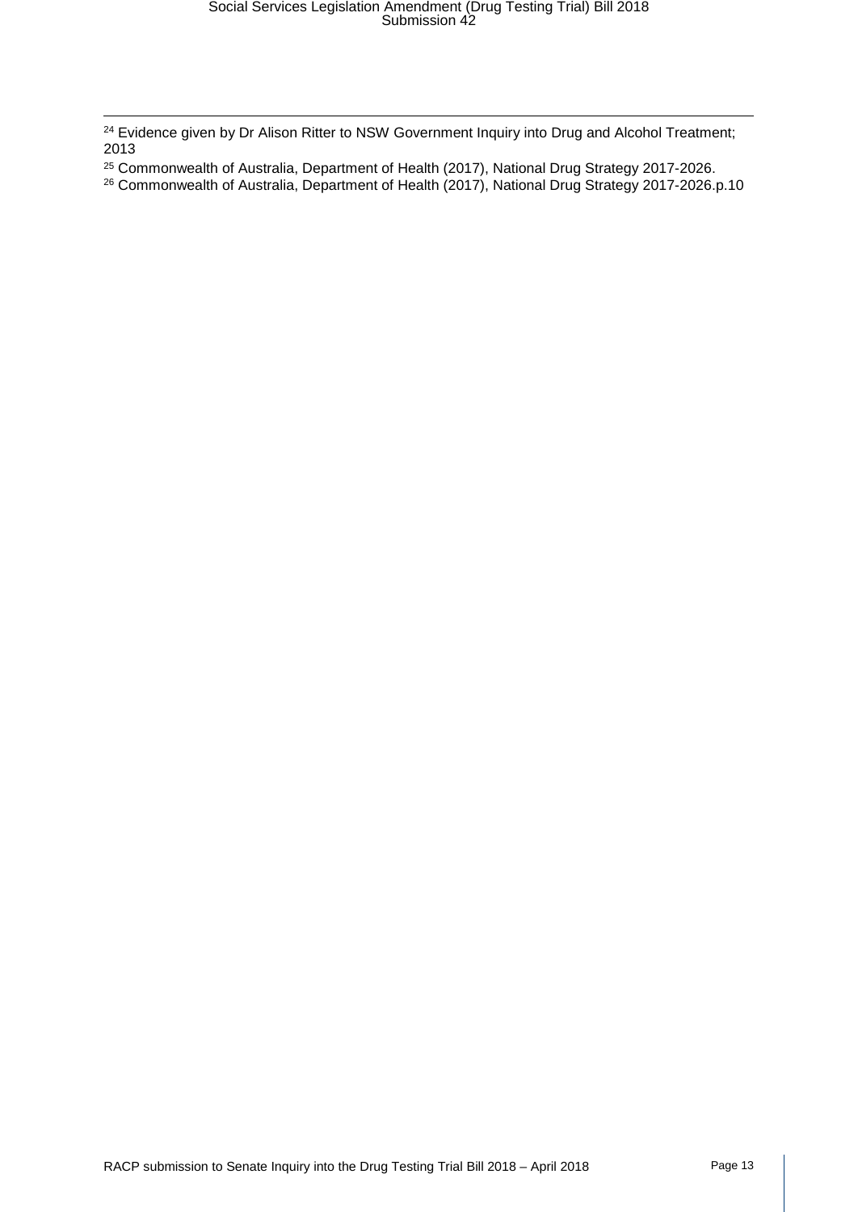[24] Evidence given by Dr Alison Ritter to NSW Government Inquiry into Drug and Alcohol Treatment; 2013

[25] Commonwealth of Australia, Department of Health (2017), National Drug Strategy 2017-2026.

[26] Commonwealth of Australia, Department of Health (2017), National Drug Strategy 2017-2026.p.10